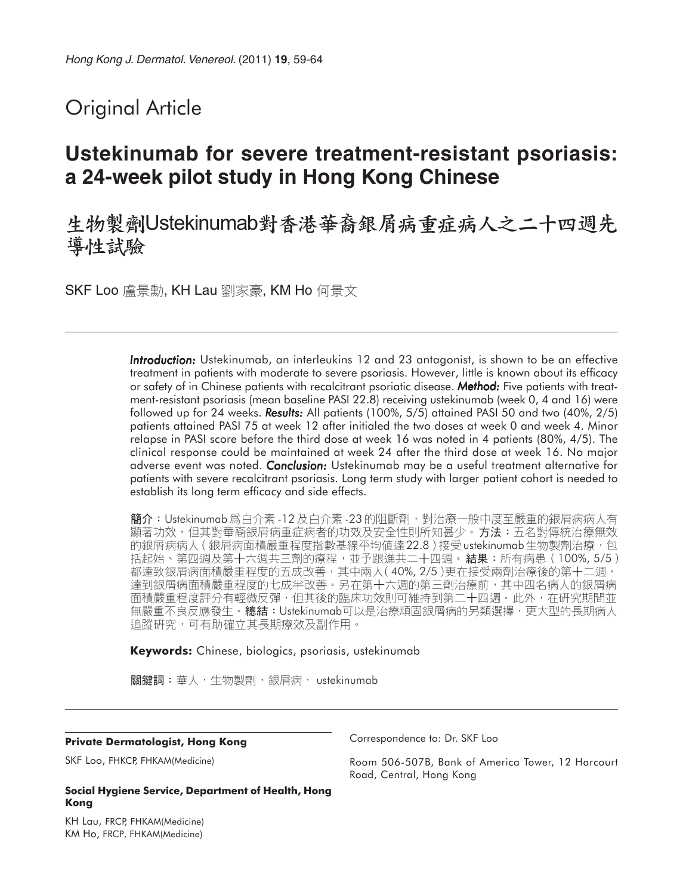Original Article

# Ustekinumab for severe treatment-resistant psoriasis: a 24-week pilot study in Hong Kong Chinese

# 生物製劑Ustekinumab對香港華裔銀屑病重症病人之二十四週先導性試驗

SKF Loo 盧景勳, KH Lau 劉家豪, KM Ho 何景文

***Introduction:*** Ustekinumab, an interleukins 12 and 23 antagonist, is shown to be an effective treatment in patients with moderate to severe psoriasis. However, little is known about its efficacy or safety of in Chinese patients with recalcitrant psoriatic disease. ***Method:*** Five patients with treatment-resistant psoriasis (mean baseline PASI 22.8) receiving ustekinumab (week 0, 4 and 16) were followed up for 24 weeks. ***Results:*** All patients (100%, 5/5) attained PASI 50 and two (40%, 2/5) patients attained PASI 75 at week 12 after initialed the two doses at week 0 and week 4. Minor relapse in PASI score before the third dose at week 16 was noted in 4 patients (80%, 4/5). The clinical response could be maintained at week 24 after the third dose at week 16. No major adverse event was noted. ***Conclusion:*** Ustekinumab may be a useful treatment alternative for patients with severe recalcitrant psoriasis. Long term study with larger patient cohort is needed to establish its long term efficacy and side effects.

**簡介**：Ustekinumab 爲白介素 -12 及白介素 -23 的阻斷劑，對治療一般中度至嚴重的銀屑病病人有顯著功效，但其對華裔銀屑病重症病者的功效及安全性則所知甚少。**方法**：五名對傳統治療無效的銀屑病病人（銀屑病面積嚴重程度指數基線平均值達22.8）接受ustekinumab生物製劑治療，包括起始、第四週及第十六週共三劑的療程，並予跟進共二十四週。**結果**：所有病患（100%, 5/5）都達致銀屑病面積嚴重程度的五成改善，其中兩人（40%, 2/5）更在接受兩劑治療後的第十二週，達到銀屑病面積嚴重程度的七成半改善。另在第十六週的第三劑治療前，其中四名病人的銀屑病面積嚴重程度評分有輕微反彈，但其後的臨床功效則可維持到第二十四週。此外，在研究期間並無嚴重不良反應發生。**總結**：Ustekinumab可以是治療頑固銀屑病的另類選擇，更大型的長期病人追蹤研究，可有助確立其長期療效及副作用。

**Keywords:** Chinese, biologics, psoriasis, ustekinumab

**關鍵詞**：華人，生物製劑，銀屑病， ustekinumab

**Private Dermatologist, Hong Kong**

SKF Loo, FHKCP, FHKAM(Medicine)

**Social Hygiene Service, Department of Health, Hong Kong**

KH Lau, FRCP, FHKAM(Medicine)
KM Ho, FRCP, FHKAM(Medicine)

Correspondence to: Dr. SKF Loo

Room 506-507B, Bank of America Tower, 12 Harcourt Road, Central, Hong Kong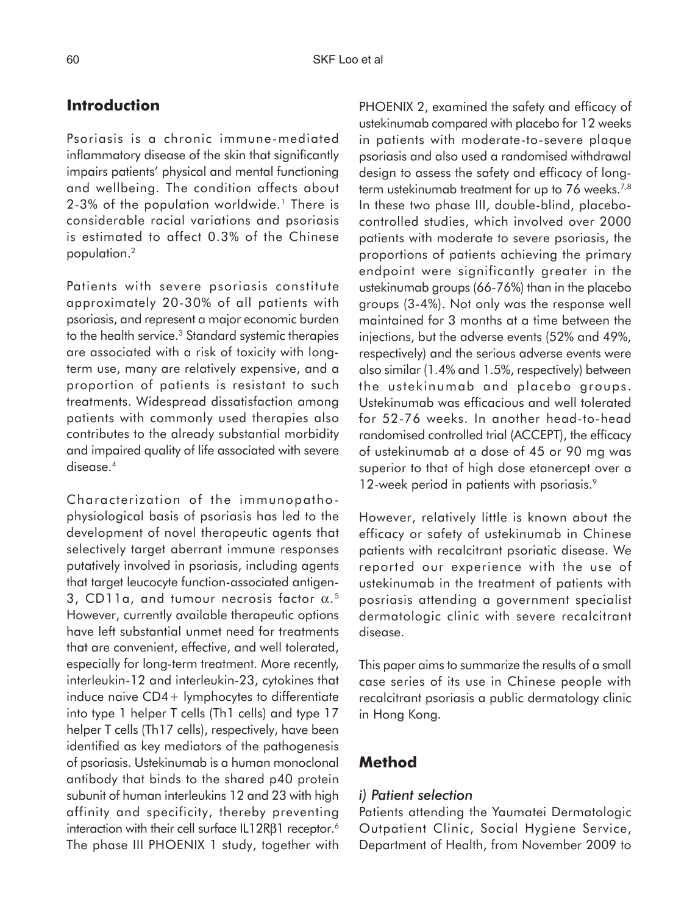## Introduction

Psoriasis is a chronic immune-mediated inflammatory disease of the skin that significantly impairs patients' physical and mental functioning and wellbeing. The condition affects about 2-3% of the population worldwide.[1] There is considerable racial variations and psoriasis is estimated to affect 0.3% of the Chinese population.[2]

Patients with severe psoriasis constitute approximately 20-30% of all patients with psoriasis, and represent a major economic burden to the health service.[3] Standard systemic therapies are associated with a risk of toxicity with long-term use, many are relatively expensive, and a proportion of patients is resistant to such treatments. Widespread dissatisfaction among patients with commonly used therapies also contributes to the already substantial morbidity and impaired quality of life associated with severe disease.[4]

Characterization of the immunopathophysiological basis of psoriasis has led to the development of novel therapeutic agents that selectively target aberrant immune responses putatively involved in psoriasis, including agents that target leucocyte function-associated antigen-3, CD11a, and tumour necrosis factor $\alpha$.[5] However, currently available therapeutic options have left substantial unmet need for treatments that are convenient, effective, and well tolerated, especially for long-term treatment. More recently, interleukin-12 and interleukin-23, cytokines that induce naive CD4+ lymphocytes to differentiate into type 1 helper T cells (Th1 cells) and type 17 helper T cells (Th17 cells), respectively, have been identified as key mediators of the pathogenesis of psoriasis. Ustekinumab is a human monoclonal antibody that binds to the shared p40 protein subunit of human interleukins 12 and 23 with high affinity and specificity, thereby preventing interaction with their cell surface IL12R$\beta$1 receptor.[6] The phase III PHOENIX 1 study, together with PHOENIX 2, examined the safety and efficacy of ustekinumab compared with placebo for 12 weeks in patients with moderate-to-severe plaque psoriasis and also used a randomised withdrawal design to assess the safety and efficacy of long-term ustekinumab treatment for up to 76 weeks.[7,8] In these two phase III, double-blind, placebo-controlled studies, which involved over 2000 patients with moderate to severe psoriasis, the proportions of patients achieving the primary endpoint were significantly greater in the ustekinumab groups (66-76%) than in the placebo groups (3-4%). Not only was the response well maintained for 3 months at a time between the injections, but the adverse events (52% and 49%, respectively) and the serious adverse events were also similar (1.4% and 1.5%, respectively) between the ustekinumab and placebo groups. Ustekinumab was efficacious and well tolerated for 52-76 weeks. In another head-to-head randomised controlled trial (ACCEPT), the efficacy of ustekinumab at a dose of 45 or 90 mg was superior to that of high dose etanercept over a 12-week period in patients with psoriasis.[9]

However, relatively little is known about the efficacy or safety of ustekinumab in Chinese patients with recalcitrant psoriatic disease. We reported our experience with the use of ustekinumab in the treatment of patients with posriasis attending a government specialist dermatologic clinic with severe recalcitrant disease.

This paper aims to summarize the results of a small case series of its use in Chinese people with recalcitrant psoriasis a public dermatology clinic in Hong Kong.

## Method

### *i) Patient selection*

Patients attending the Yaumatei Dermatologic Outpatient Clinic, Social Hygiene Service, Department of Health, from November 2009 to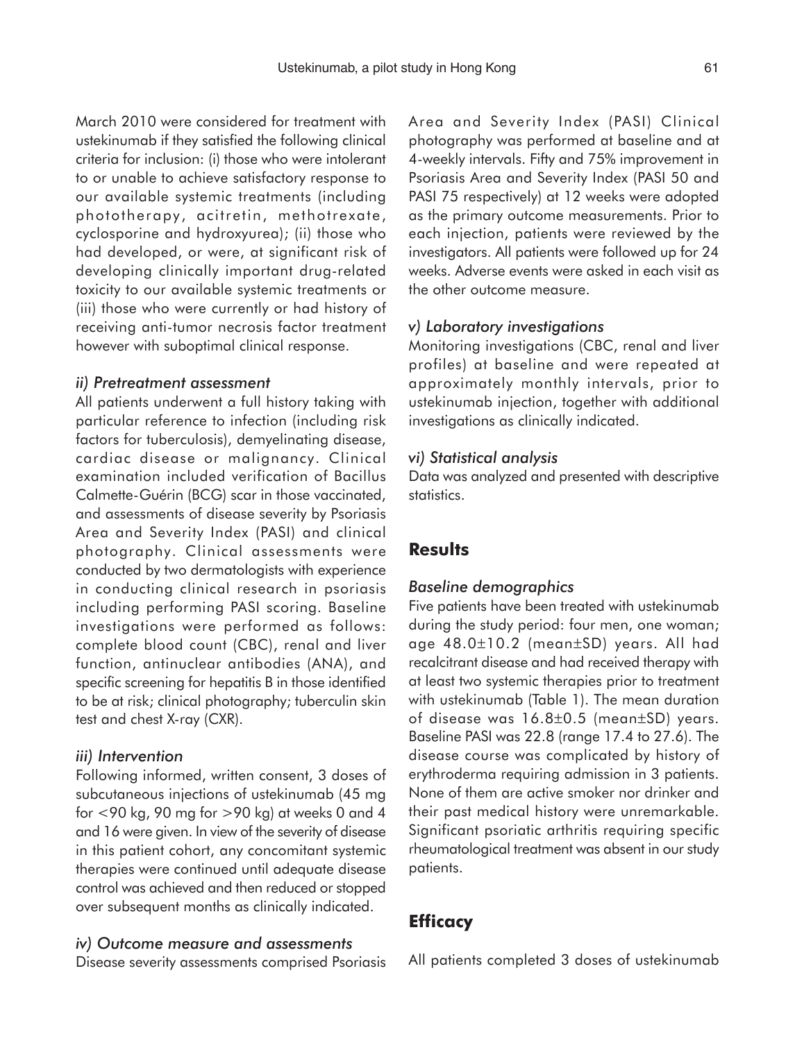March 2010 were considered for treatment with ustekinumab if they satisfied the following clinical criteria for inclusion: (i) those who were intolerant to or unable to achieve satisfactory response to our available systemic treatments (including phototherapy, acitretin, methotrexate, cyclosporine and hydroxyurea); (ii) those who had developed, or were, at significant risk of developing clinically important drug-related toxicity to our available systemic treatments or (iii) those who were currently or had history of receiving anti-tumor necrosis factor treatment however with suboptimal clinical response.

### *ii) Pretreatment assessment*

All patients underwent a full history taking with particular reference to infection (including risk factors for tuberculosis), demyelinating disease, cardiac disease or malignancy. Clinical examination included verification of Bacillus Calmette-Guérin (BCG) scar in those vaccinated, and assessments of disease severity by Psoriasis Area and Severity Index (PASI) and clinical photography. Clinical assessments were conducted by two dermatologists with experience in conducting clinical research in psoriasis including performing PASI scoring. Baseline investigations were performed as follows: complete blood count (CBC), renal and liver function, antinuclear antibodies (ANA), and specific screening for hepatitis B in those identified to be at risk; clinical photography; tuberculin skin test and chest X-ray (CXR).

### *iii) Intervention*

Following informed, written consent, 3 doses of subcutaneous injections of ustekinumab (45 mg for <90 kg, 90 mg for >90 kg) at weeks 0 and 4 and 16 were given. In view of the severity of disease in this patient cohort, any concomitant systemic therapies were continued until adequate disease control was achieved and then reduced or stopped over subsequent months as clinically indicated.

### *iv) Outcome measure and assessments*

Disease severity assessments comprised Psoriasis Area and Severity Index (PASI) Clinical photography was performed at baseline and at 4-weekly intervals. Fifty and 75% improvement in Psoriasis Area and Severity Index (PASI 50 and PASI 75 respectively) at 12 weeks were adopted as the primary outcome measurements. Prior to each injection, patients were reviewed by the investigators. All patients were followed up for 24 weeks. Adverse events were asked in each visit as the other outcome measure.

### *v) Laboratory investigations*

Monitoring investigations (CBC, renal and liver profiles) at baseline and were repeated at approximately monthly intervals, prior to ustekinumab injection, together with additional investigations as clinically indicated.

### *vi) Statistical analysis*

Data was analyzed and presented with descriptive statistics.

## Results

### *Baseline demographics*

Five patients have been treated with ustekinumab during the study period: four men, one woman; age 48.0±10.2 (mean±SD) years. All had recalcitrant disease and had received therapy with at least two systemic therapies prior to treatment with ustekinumab (Table 1). The mean duration of disease was 16.8±0.5 (mean±SD) years. Baseline PASI was 22.8 (range 17.4 to 27.6). The disease course was complicated by history of erythroderma requiring admission in 3 patients. None of them are active smoker nor drinker and their past medical history were unremarkable. Significant psoriatic arthritis requiring specific rheumatological treatment was absent in our study patients.

## Efficacy

All patients completed 3 doses of ustekinumab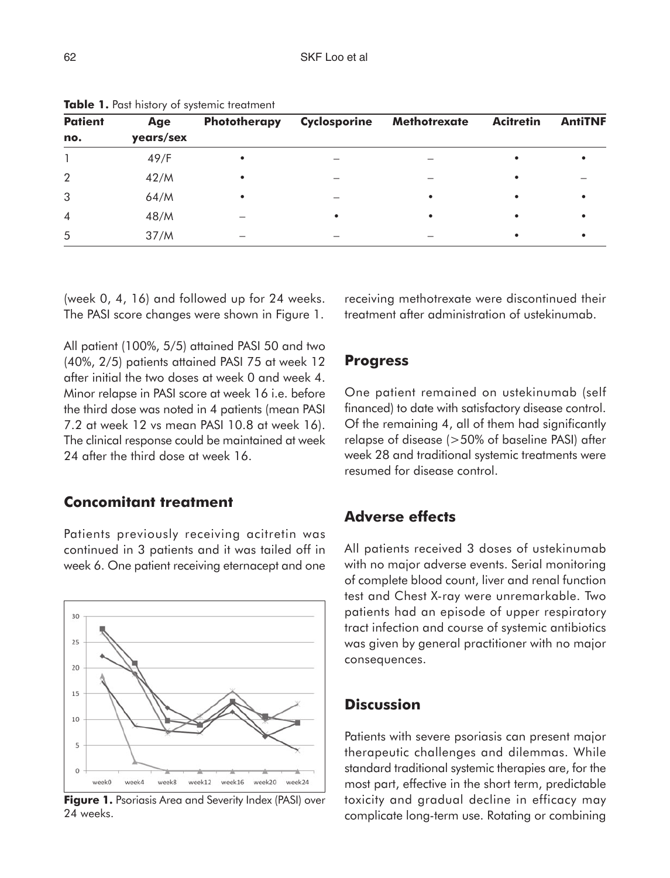**Table 1.** Past history of systemic treatment

| Patient no. | Age years/sex | Phototherapy | Cyclosporine | Methotrexate | Acitretin | AntiTNF |
|---|---|---|---|---|---|---|
| 1 | 49/F | • | – | – | • | • |
| 2 | 42/M | • | – | – | • | – |
| 3 | 64/M | • | – | • | • | • |
| 4 | 48/M | – | • | • | • | • |
| 5 | 37/M | – | – | – | • | • |

(week 0, 4, 16) and followed up for 24 weeks. The PASI score changes were shown in Figure 1.

All patient (100%, 5/5) attained PASI 50 and two (40%, 2/5) patients attained PASI 75 at week 12 after initial the two doses at week 0 and week 4. Minor relapse in PASI score at week 16 i.e. before the third dose was noted in 4 patients (mean PASI 7.2 at week 12 vs mean PASI 10.8 at week 16). The clinical response could be maintained at week 24 after the third dose at week 16.

## Concomitant treatment

Patients previously receiving acitretin was continued in 3 patients and it was tailed off in week 6. One patient receiving eternacept and one receiving methotrexate were discontinued their treatment after administration of ustekinumab.

30
25
20
15
10
5
0
week0 week4 week8 week12 week16 week20 week24

**Figure 1.** Psoriasis Area and Severity Index (PASI) over 24 weeks.

## Progress

One patient remained on ustekinumab (self financed) to date with satisfactory disease control. Of the remaining 4, all of them had significantly relapse of disease (>50% of baseline PASI) after week 28 and traditional systemic treatments were resumed for disease control.

## Adverse effects

All patients received 3 doses of ustekinumab with no major adverse events. Serial monitoring of complete blood count, liver and renal function test and Chest X-ray were unremarkable. Two patients had an episode of upper respiratory tract infection and course of systemic antibiotics was given by general practitioner with no major consequences.

## Discussion

Patients with severe psoriasis can present major therapeutic challenges and dilemmas. While standard traditional systemic therapies are, for the most part, effective in the short term, predictable toxicity and gradual decline in efficacy may complicate long-term use. Rotating or combining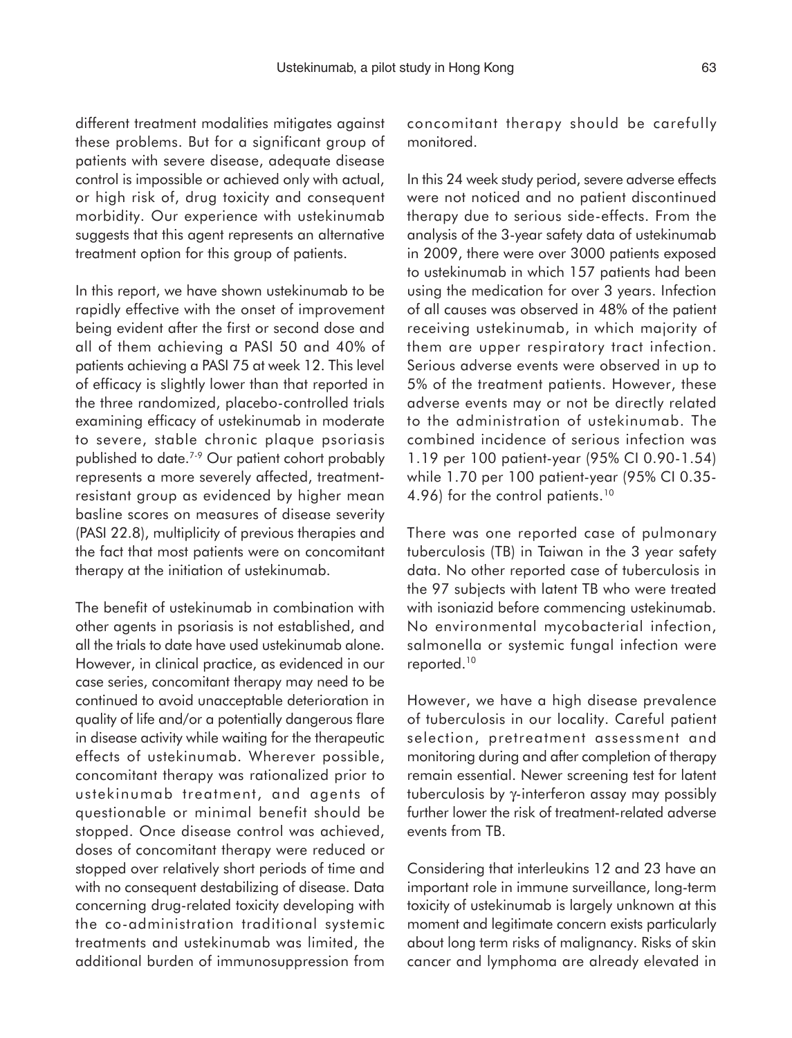different treatment modalities mitigates against these problems. But for a significant group of patients with severe disease, adequate disease control is impossible or achieved only with actual, or high risk of, drug toxicity and consequent morbidity. Our experience with ustekinumab suggests that this agent represents an alternative treatment option for this group of patients.

In this report, we have shown ustekinumab to be rapidly effective with the onset of improvement being evident after the first or second dose and all of them achieving a PASI 50 and 40% of patients achieving a PASI 75 at week 12. This level of efficacy is slightly lower than that reported in the three randomized, placebo-controlled trials examining efficacy of ustekinumab in moderate to severe, stable chronic plaque psoriasis published to date.[7-9] Our patient cohort probably represents a more severely affected, treatment-resistant group as evidenced by higher mean basline scores on measures of disease severity (PASI 22.8), multiplicity of previous therapies and the fact that most patients were on concomitant therapy at the initiation of ustekinumab.

The benefit of ustekinumab in combination with other agents in psoriasis is not established, and all the trials to date have used ustekinumab alone. However, in clinical practice, as evidenced in our case series, concomitant therapy may need to be continued to avoid unacceptable deterioration in quality of life and/or a potentially dangerous flare in disease activity while waiting for the therapeutic effects of ustekinumab. Wherever possible, concomitant therapy was rationalized prior to ustekinumab treatment, and agents of questionable or minimal benefit should be stopped. Once disease control was achieved, doses of concomitant therapy were reduced or stopped over relatively short periods of time and with no consequent destabilizing of disease. Data concerning drug-related toxicity developing with the co-administration traditional systemic treatments and ustekinumab was limited, the additional burden of immunosuppression from concomitant therapy should be carefully monitored.

In this 24 week study period, severe adverse effects were not noticed and no patient discontinued therapy due to serious side-effects. From the analysis of the 3-year safety data of ustekinumab in 2009, there were over 3000 patients exposed to ustekinumab in which 157 patients had been using the medication for over 3 years. Infection of all causes was observed in 48% of the patient receiving ustekinumab, in which majority of them are upper respiratory tract infection. Serious adverse events were observed in up to 5% of the treatment patients. However, these adverse events may or not be directly related to the administration of ustekinumab. The combined incidence of serious infection was 1.19 per 100 patient-year (95% CI 0.90-1.54) while 1.70 per 100 patient-year (95% CI 0.35-4.96) for the control patients.[10]

There was one reported case of pulmonary tuberculosis (TB) in Taiwan in the 3 year safety data. No other reported case of tuberculosis in the 97 subjects with latent TB who were treated with isoniazid before commencing ustekinumab. No environmental mycobacterial infection, salmonella or systemic fungal infection were reported.[10]

However, we have a high disease prevalence of tuberculosis in our locality. Careful patient selection, pretreatment assessment and monitoring during and after completion of therapy remain essential. Newer screening test for latent tuberculosis by $\gamma$-interferon assay may possibly further lower the risk of treatment-related adverse events from TB.

Considering that interleukins 12 and 23 have an important role in immune surveillance, long-term toxicity of ustekinumab is largely unknown at this moment and legitimate concern exists particularly about long term risks of malignancy. Risks of skin cancer and lymphoma are already elevated in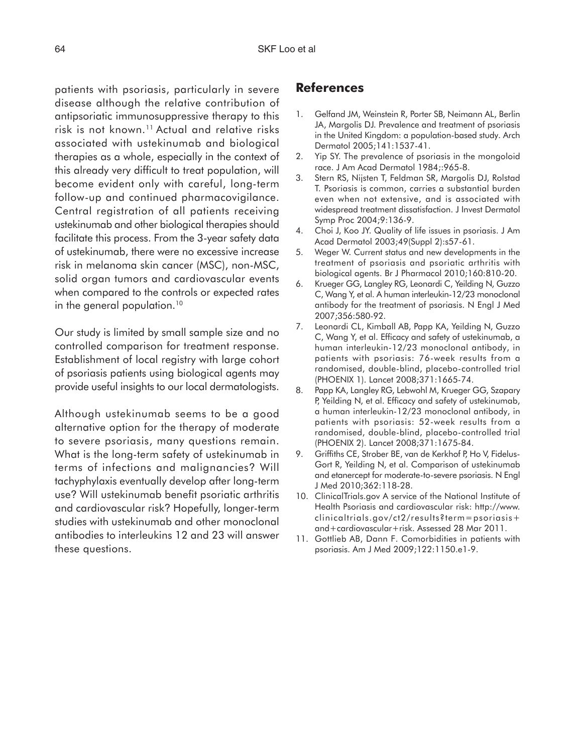patients with psoriasis, particularly in severe disease although the relative contribution of antipsoriatic immunosuppressive therapy to this risk is not known.[11] Actual and relative risks associated with ustekinumab and biological therapies as a whole, especially in the context of this already very difficult to treat population, will become evident only with careful, long-term follow-up and continued pharmacovigilance. Central registration of all patients receiving ustekinumab and other biological therapies should facilitate this process. From the 3-year safety data of ustekinumab, there were no excessive increase risk in melanoma skin cancer (MSC), non-MSC, solid organ tumors and cardiovascular events when compared to the controls or expected rates in the general population.[10]

Our study is limited by small sample size and no controlled comparison for treatment response. Establishment of local registry with large cohort of psoriasis patients using biological agents may provide useful insights to our local dermatologists.

Although ustekinumab seems to be a good alternative option for the therapy of moderate to severe psoriasis, many questions remain. What is the long-term safety of ustekinumab in terms of infections and malignancies? Will tachyphylaxis eventually develop after long-term use? Will ustekinumab benefit psoriatic arthritis and cardiovascular risk? Hopefully, longer-term studies with ustekinumab and other monoclonal antibodies to interleukins 12 and 23 will answer these questions.

## References

1. Gelfand JM, Weinstein R, Porter SB, Neimann AL, Berlin JA, Margolis DJ. Prevalence and treatment of psoriasis in the United Kingdom: a population-based study. Arch Dermatol 2005;141:1537-41.
2. Yip SY. The prevalence of psoriasis in the mongoloid race. J Am Acad Dermatol 1984;:965-8.
3. Stern RS, Nijsten T, Feldman SR, Margolis DJ, Rolstad T. Psoriasis is common, carries a substantial burden even when not extensive, and is associated with widespread treatment dissatisfaction. J Invest Dermatol Symp Proc 2004;9:136-9.
4. Choi J, Koo JY. Quality of life issues in psoriasis. J Am Acad Dermatol 2003;49(Suppl 2):s57-61.
5. Weger W. Current status and new developments in the treatment of psoriasis and psoriatic arthritis with biological agents. Br J Pharmacol 2010;160:810-20.
6. Krueger GG, Langley RG, Leonardi C, Yeilding N, Guzzo C, Wang Y, et al. A human interleukin-12/23 monoclonal antibody for the treatment of psoriasis. N Engl J Med 2007;356:580-92.
7. Leonardi CL, Kimball AB, Papp KA, Yeilding N, Guzzo C, Wang Y, et al. Efficacy and safety of ustekinumab, a human interleukin-12/23 monoclonal antibody, in patients with psoriasis: 76-week results from a randomised, double-blind, placebo-controlled trial (PHOENIX 1). Lancet 2008;371:1665-74.
8. Papp KA, Langley RG, Lebwohl M, Krueger GG, Szapary P, Yeilding N, et al. Efficacy and safety of ustekinumab, a human interleukin-12/23 monoclonal antibody, in patients with psoriasis: 52-week results from a randomised, double-blind, placebo-controlled trial (PHOENIX 2). Lancet 2008;371:1675-84.
9. Griffiths CE, Strober BE, van de Kerkhof P, Ho V, Fidelus-Gort R, Yeilding N, et al. Comparison of ustekinumab and etanercept for moderate-to-severe psoriasis. N Engl J Med 2010;362:118-28.
10. ClinicalTrials.gov A service of the National Institute of Health Psoriasis and cardiovascular risk: http://www.clinicaltrials.gov/ct2/results?term=psoriasis+and+cardiovascular+risk. Assessed 28 Mar 2011.
11. Gottlieb AB, Dann F. Comorbidities in patients with psoriasis. Am J Med 2009;122:1150.e1-9.